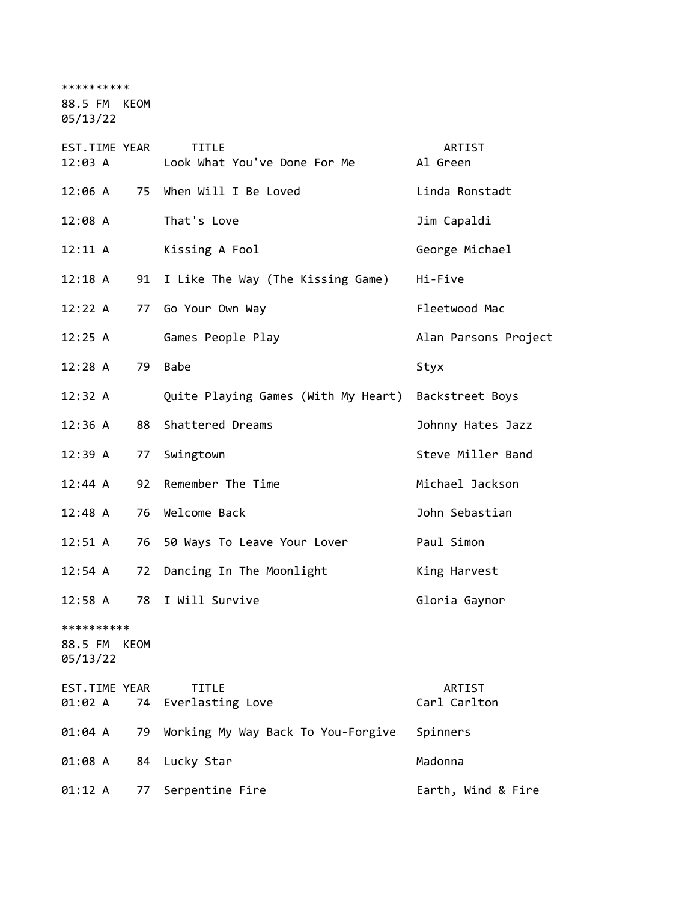**********

88.5 FM KEOM

05/13/22

| EST.TIME | YEAR | TITLE | ARTIST |
|---|---|---|---|
| 12:03 A | | Look What You've Done For Me | Al Green |
| 12:06 A | 75 | When Will I Be Loved | Linda Ronstadt |
| 12:08 A | | That's Love | Jim Capaldi |
| 12:11 A | | Kissing A Fool | George Michael |
| 12:18 A | 91 | I Like The Way (The Kissing Game) | Hi-Five |
| 12:22 A | 77 | Go Your Own Way | Fleetwood Mac |
| 12:25 A | | Games People Play | Alan Parsons Project |
| 12:28 A | 79 | Babe | Styx |
| 12:32 A | | Quite Playing Games (With My Heart) | Backstreet Boys |
| 12:36 A | 88 | Shattered Dreams | Johnny Hates Jazz |
| 12:39 A | 77 | Swingtown | Steve Miller Band |
| 12:44 A | 92 | Remember The Time | Michael Jackson |
| 12:48 A | 76 | Welcome Back | John Sebastian |
| 12:51 A | 76 | 50 Ways To Leave Your Lover | Paul Simon |
| 12:54 A | 72 | Dancing In The Moonlight | King Harvest |
| 12:58 A | 78 | I Will Survive | Gloria Gaynor |

**********

88.5 FM KEOM

05/13/22

| EST.TIME | YEAR | TITLE | ARTIST |
|---|---|---|---|
| 01:02 A | 74 | Everlasting Love | Carl Carlton |
| 01:04 A | 79 | Working My Way Back To You-Forgive | Spinners |
| 01:08 A | 84 | Lucky Star | Madonna |
| 01:12 A | 77 | Serpentine Fire | Earth, Wind & Fire |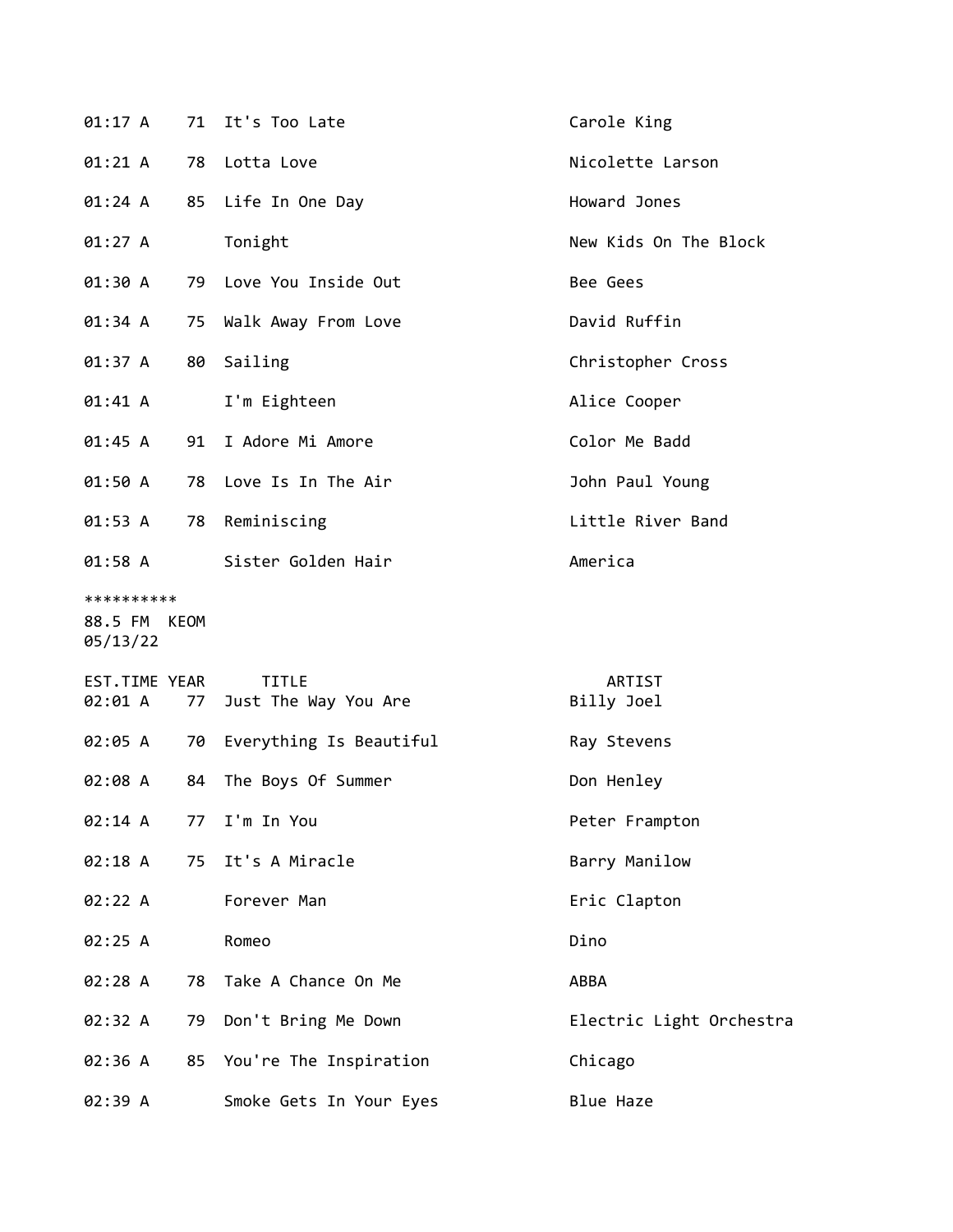| | | | |
|---|---|---|---|
| 01:17 A | 71 | It's Too Late | Carole King |
| 01:21 A | 78 | Lotta Love | Nicolette Larson |
| 01:24 A | 85 | Life In One Day | Howard Jones |
| 01:27 A | | Tonight | New Kids On The Block |
| 01:30 A | 79 | Love You Inside Out | Bee Gees |
| 01:34 A | 75 | Walk Away From Love | David Ruffin |
| 01:37 A | 80 | Sailing | Christopher Cross |
| 01:41 A | | I'm Eighteen | Alice Cooper |
| 01:45 A | 91 | I Adore Mi Amore | Color Me Badd |
| 01:50 A | 78 | Love Is In The Air | John Paul Young |
| 01:53 A | 78 | Reminiscing | Little River Band |
| 01:58 A | | Sister Golden Hair | America |

**********
88.5 FM KEOM
05/13/22

| EST.TIME | YEAR | TITLE | ARTIST |
|---|---|---|---|
| 02:01 A | 77 | Just The Way You Are | Billy Joel |
| 02:05 A | 70 | Everything Is Beautiful | Ray Stevens |
| 02:08 A | 84 | The Boys Of Summer | Don Henley |
| 02:14 A | 77 | I'm In You | Peter Frampton |
| 02:18 A | 75 | It's A Miracle | Barry Manilow |
| 02:22 A | | Forever Man | Eric Clapton |
| 02:25 A | | Romeo | Dino |
| 02:28 A | 78 | Take A Chance On Me | ABBA |
| 02:32 A | 79 | Don't Bring Me Down | Electric Light Orchestra |
| 02:36 A | 85 | You're The Inspiration | Chicago |
| 02:39 A | | Smoke Gets In Your Eyes | Blue Haze |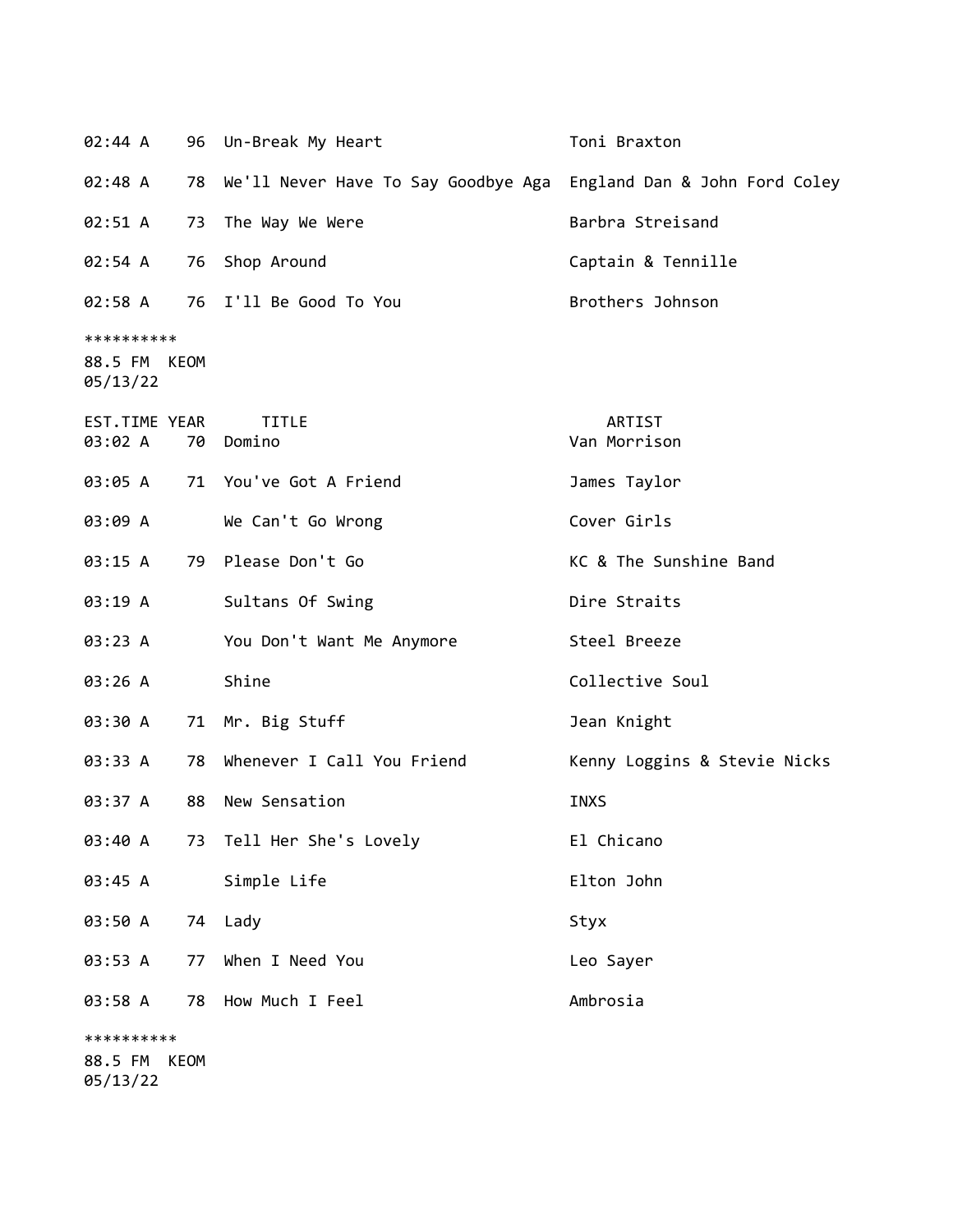| EST.TIME | YEAR | TITLE | ARTIST |
|---|---|---|---|
| 02:44 A | 96 | Un-Break My Heart | Toni Braxton |
| 02:48 A | 78 | We'll Never Have To Say Goodbye Aga | England Dan & John Ford Coley |
| 02:51 A | 73 | The Way We Were | Barbra Streisand |
| 02:54 A | 76 | Shop Around | Captain & Tennille |
| 02:58 A | 76 | I'll Be Good To You | Brothers Johnson |

**********
88.5 FM KEOM
05/13/22

| EST.TIME | YEAR | TITLE | ARTIST |
|---|---|---|---|
| 03:02 A | 70 | Domino | Van Morrison |
| 03:05 A | 71 | You've Got A Friend | James Taylor |
| 03:09 A | | We Can't Go Wrong | Cover Girls |
| 03:15 A | 79 | Please Don't Go | KC & The Sunshine Band |
| 03:19 A | | Sultans Of Swing | Dire Straits |
| 03:23 A | | You Don't Want Me Anymore | Steel Breeze |
| 03:26 A | | Shine | Collective Soul |
| 03:30 A | 71 | Mr. Big Stuff | Jean Knight |
| 03:33 A | 78 | Whenever I Call You Friend | Kenny Loggins & Stevie Nicks |
| 03:37 A | 88 | New Sensation | INXS |
| 03:40 A | 73 | Tell Her She's Lovely | El Chicano |
| 03:45 A | | Simple Life | Elton John |
| 03:50 A | 74 | Lady | Styx |
| 03:53 A | 77 | When I Need You | Leo Sayer |
| 03:58 A | 78 | How Much I Feel | Ambrosia |

**********
88.5 FM KEOM
05/13/22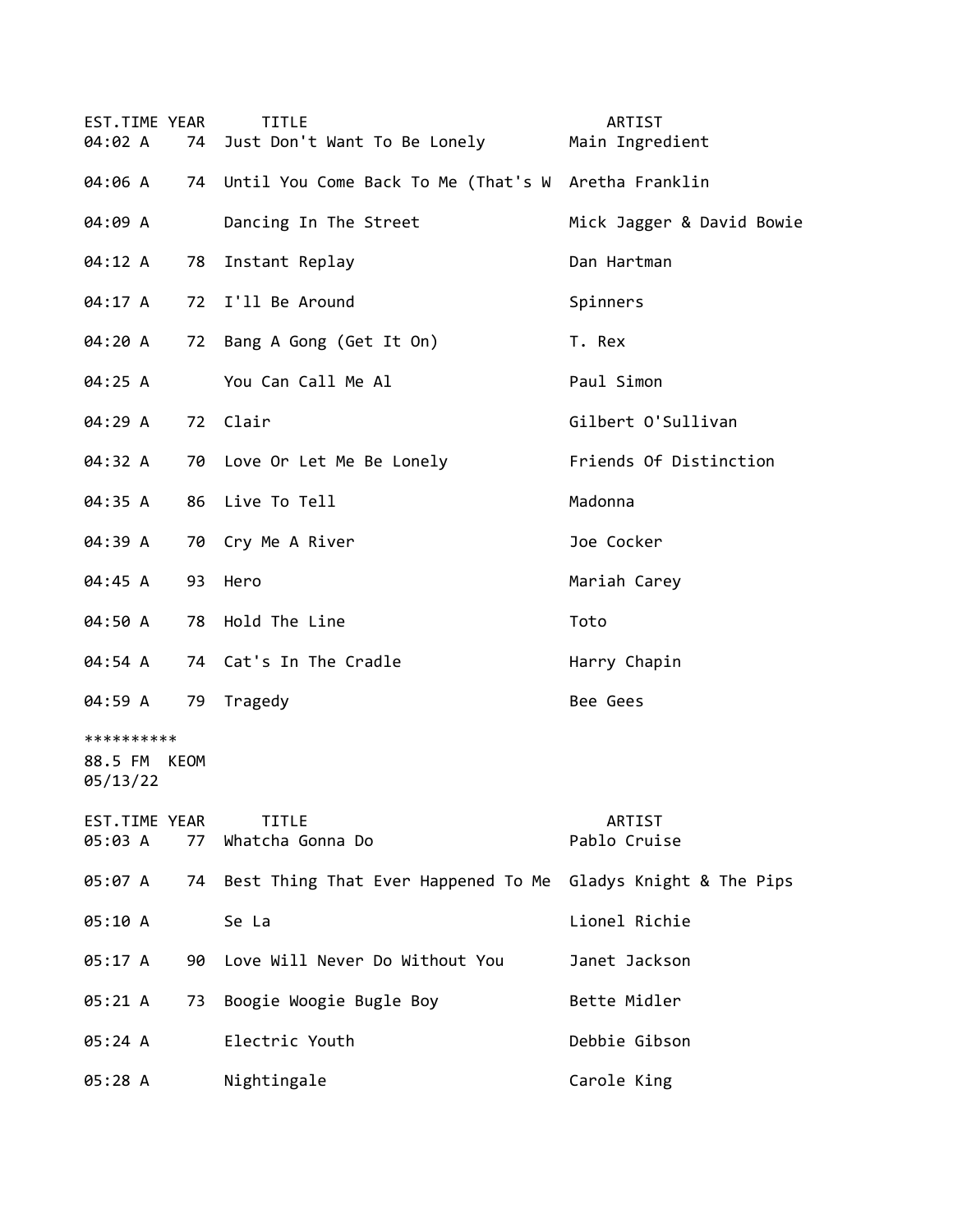| EST.TIME | YEAR | TITLE | ARTIST |
|---|---|---|---|
| 04:02 A | 74 | Just Don't Want To Be Lonely | Main Ingredient |
| 04:06 A | 74 | Until You Come Back To Me (That's W | Aretha Franklin |
| 04:09 A | | Dancing In The Street | Mick Jagger & David Bowie |
| 04:12 A | 78 | Instant Replay | Dan Hartman |
| 04:17 A | 72 | I'll Be Around | Spinners |
| 04:20 A | 72 | Bang A Gong (Get It On) | T. Rex |
| 04:25 A | | You Can Call Me Al | Paul Simon |
| 04:29 A | 72 | Clair | Gilbert O'Sullivan |
| 04:32 A | 70 | Love Or Let Me Be Lonely | Friends Of Distinction |
| 04:35 A | 86 | Live To Tell | Madonna |
| 04:39 A | 70 | Cry Me A River | Joe Cocker |
| 04:45 A | 93 | Hero | Mariah Carey |
| 04:50 A | 78 | Hold The Line | Toto |
| 04:54 A | 74 | Cat's In The Cradle | Harry Chapin |
| 04:59 A | 79 | Tragedy | Bee Gees |

**********
88.5 FM KEOM
05/13/22

| EST.TIME | YEAR | TITLE | ARTIST |
|---|---|---|---|
| 05:03 A | 77 | Whatcha Gonna Do | Pablo Cruise |
| 05:07 A | 74 | Best Thing That Ever Happened To Me | Gladys Knight & The Pips |
| 05:10 A | | Se La | Lionel Richie |
| 05:17 A | 90 | Love Will Never Do Without You | Janet Jackson |
| 05:21 A | 73 | Boogie Woogie Bugle Boy | Bette Midler |
| 05:24 A | | Electric Youth | Debbie Gibson |
| 05:28 A | | Nightingale | Carole King |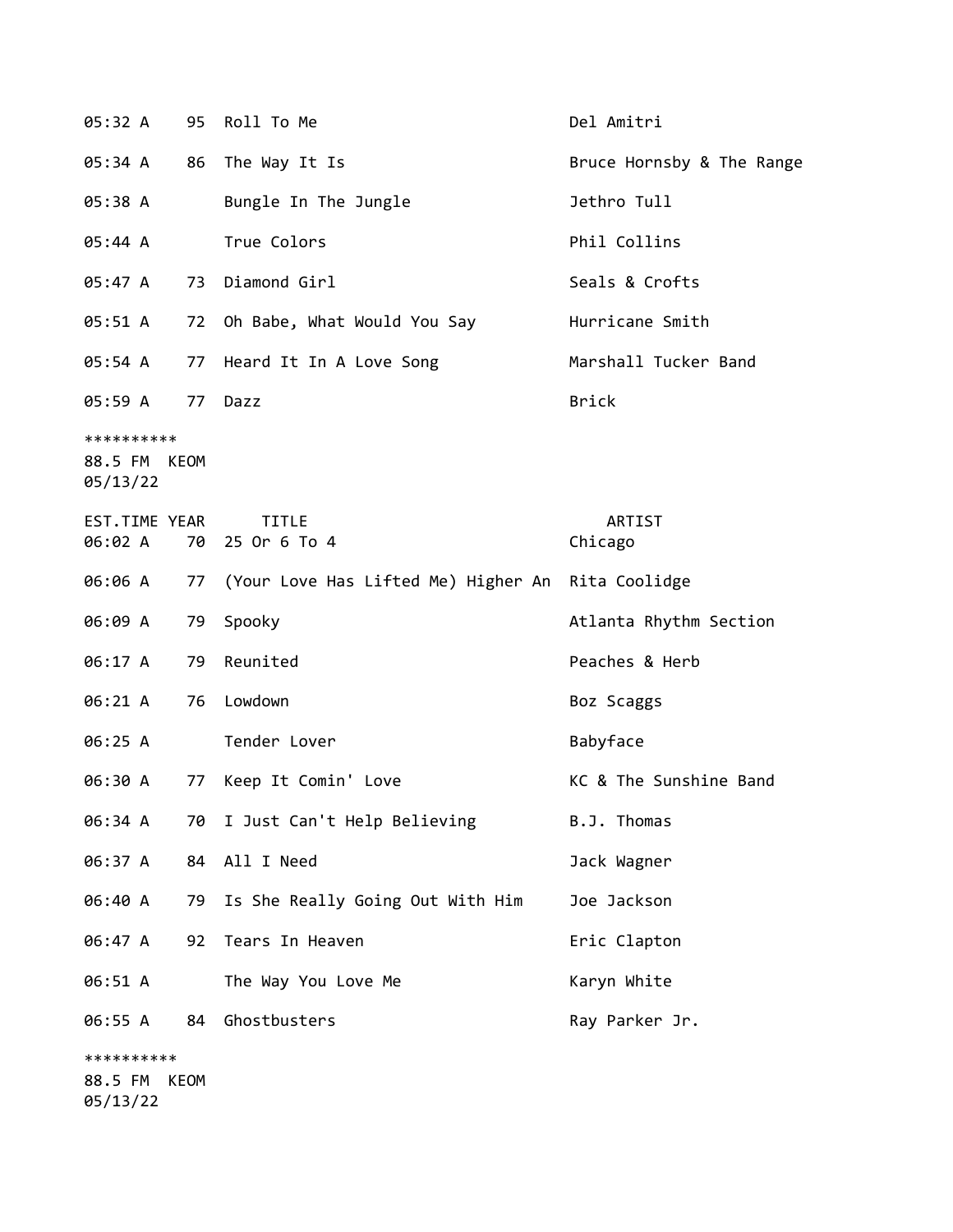| | | | |
|---|---|---|---|
| 05:32 A | 95 | Roll To Me | Del Amitri |
| 05:34 A | 86 | The Way It Is | Bruce Hornsby & The Range |
| 05:38 A | | Bungle In The Jungle | Jethro Tull |
| 05:44 A | | True Colors | Phil Collins |
| 05:47 A | 73 | Diamond Girl | Seals & Crofts |
| 05:51 A | 72 | Oh Babe, What Would You Say | Hurricane Smith |
| 05:54 A | 77 | Heard It In A Love Song | Marshall Tucker Band |
| 05:59 A | 77 | Dazz | Brick |

**********
88.5 FM KEOM
05/13/22

| EST.TIME | YEAR | TITLE | ARTIST |
|---|---|---|---|
| 06:02 A | 70 | 25 Or 6 To 4 | Chicago |
| 06:06 A | 77 | (Your Love Has Lifted Me) Higher An | Rita Coolidge |
| 06:09 A | 79 | Spooky | Atlanta Rhythm Section |
| 06:17 A | 79 | Reunited | Peaches & Herb |
| 06:21 A | 76 | Lowdown | Boz Scaggs |
| 06:25 A | | Tender Lover | Babyface |
| 06:30 A | 77 | Keep It Comin' Love | KC & The Sunshine Band |
| 06:34 A | 70 | I Just Can't Help Believing | B.J. Thomas |
| 06:37 A | 84 | All I Need | Jack Wagner |
| 06:40 A | 79 | Is She Really Going Out With Him | Joe Jackson |
| 06:47 A | 92 | Tears In Heaven | Eric Clapton |
| 06:51 A | | The Way You Love Me | Karyn White |
| 06:55 A | 84 | Ghostbusters | Ray Parker Jr. |

**********
88.5 FM KEOM
05/13/22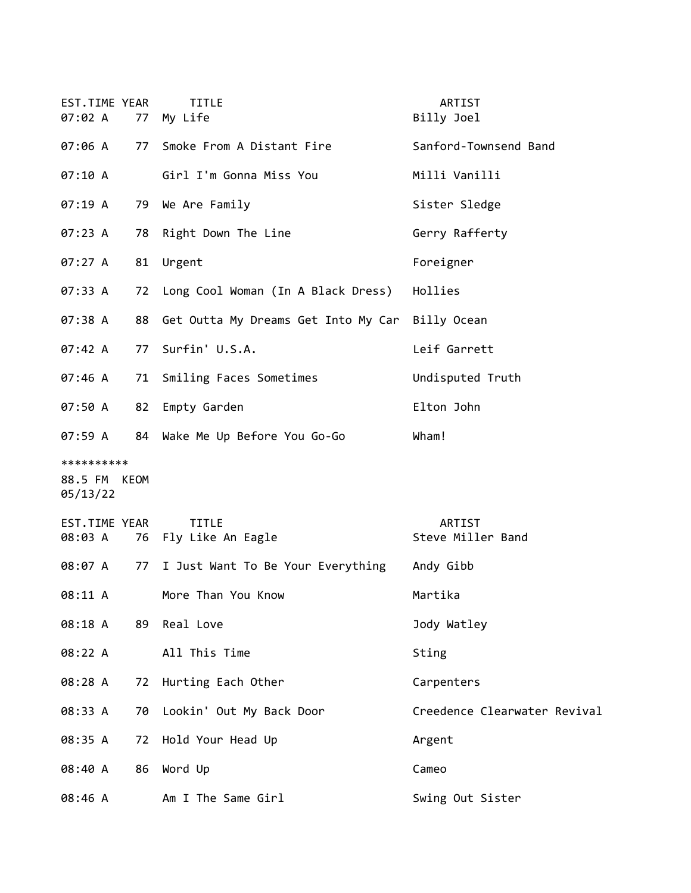| EST.TIME | YEAR | TITLE | ARTIST |
|---|---|---|---|
| 07:02 A | 77 | My Life | Billy Joel |
| 07:06 A | 77 | Smoke From A Distant Fire | Sanford-Townsend Band |
| 07:10 A | | Girl I'm Gonna Miss You | Milli Vanilli |
| 07:19 A | 79 | We Are Family | Sister Sledge |
| 07:23 A | 78 | Right Down The Line | Gerry Rafferty |
| 07:27 A | 81 | Urgent | Foreigner |
| 07:33 A | 72 | Long Cool Woman (In A Black Dress) | Hollies |
| 07:38 A | 88 | Get Outta My Dreams Get Into My Car | Billy Ocean |
| 07:42 A | 77 | Surfin' U.S.A. | Leif Garrett |
| 07:46 A | 71 | Smiling Faces Sometimes | Undisputed Truth |
| 07:50 A | 82 | Empty Garden | Elton John |
| 07:59 A | 84 | Wake Me Up Before You Go-Go | Wham! |

**********

88.5 FM KEOM
05/13/22

| EST.TIME | YEAR | TITLE | ARTIST |
|---|---|---|---|
| 08:03 A | 76 | Fly Like An Eagle | Steve Miller Band |
| 08:07 A | 77 | I Just Want To Be Your Everything | Andy Gibb |
| 08:11 A | | More Than You Know | Martika |
| 08:18 A | 89 | Real Love | Jody Watley |
| 08:22 A | | All This Time | Sting |
| 08:28 A | 72 | Hurting Each Other | Carpenters |
| 08:33 A | 70 | Lookin' Out My Back Door | Creedence Clearwater Revival |
| 08:35 A | 72 | Hold Your Head Up | Argent |
| 08:40 A | 86 | Word Up | Cameo |
| 08:46 A | | Am I The Same Girl | Swing Out Sister |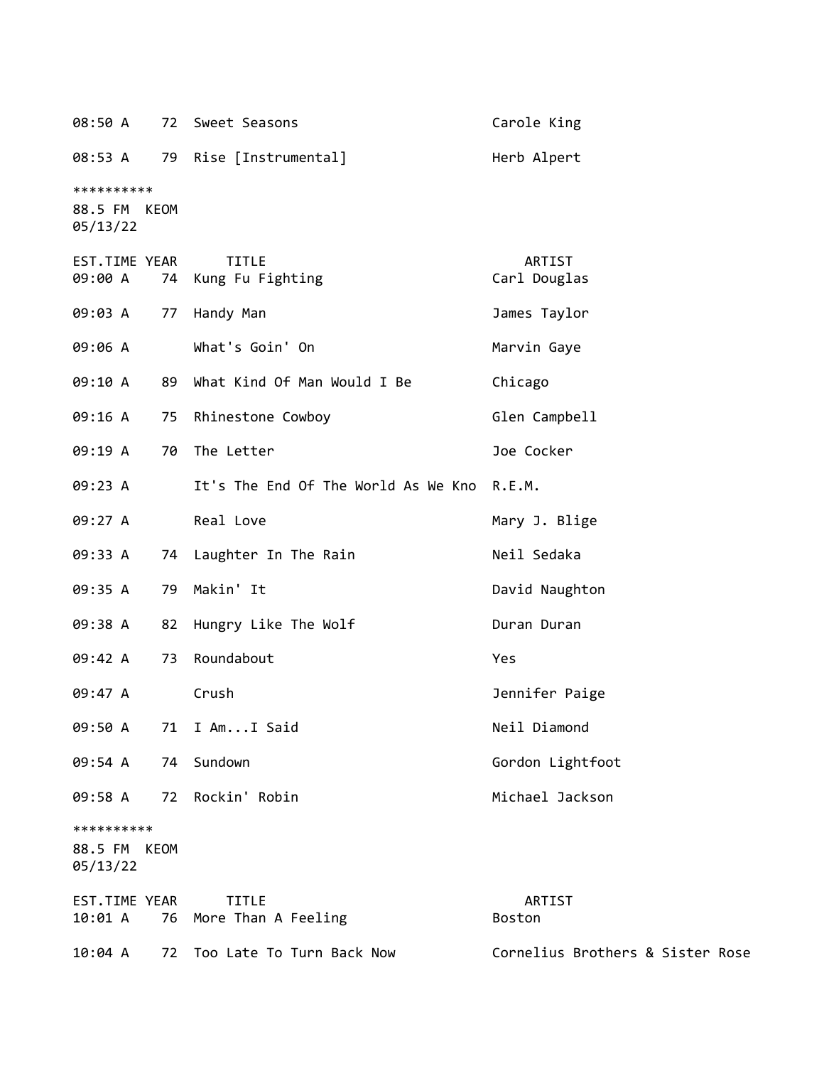| EST.TIME | YEAR | TITLE | ARTIST |
|---|---|---|---|
| 08:50 A | 72 | Sweet Seasons | Carole King |
| 08:53 A | 79 | Rise [Instrumental] | Herb Alpert |

**********
88.5 FM KEOM
05/13/22

| EST.TIME | YEAR | TITLE | ARTIST |
|---|---|---|---|
| 09:00 A | 74 | Kung Fu Fighting | Carl Douglas |
| 09:03 A | 77 | Handy Man | James Taylor |
| 09:06 A | | What's Goin' On | Marvin Gaye |
| 09:10 A | 89 | What Kind Of Man Would I Be | Chicago |
| 09:16 A | 75 | Rhinestone Cowboy | Glen Campbell |
| 09:19 A | 70 | The Letter | Joe Cocker |
| 09:23 A | | It's The End Of The World As We Kno | R.E.M. |
| 09:27 A | | Real Love | Mary J. Blige |
| 09:33 A | 74 | Laughter In The Rain | Neil Sedaka |
| 09:35 A | 79 | Makin' It | David Naughton |
| 09:38 A | 82 | Hungry Like The Wolf | Duran Duran |
| 09:42 A | 73 | Roundabout | Yes |
| 09:47 A | | Crush | Jennifer Paige |
| 09:50 A | 71 | I Am...I Said | Neil Diamond |
| 09:54 A | 74 | Sundown | Gordon Lightfoot |
| 09:58 A | 72 | Rockin' Robin | Michael Jackson |

**********
88.5 FM KEOM
05/13/22

| EST.TIME | YEAR | TITLE | ARTIST |
|---|---|---|---|
| 10:01 A | 76 | More Than A Feeling | Boston |
| 10:04 A | 72 | Too Late To Turn Back Now | Cornelius Brothers & Sister Rose |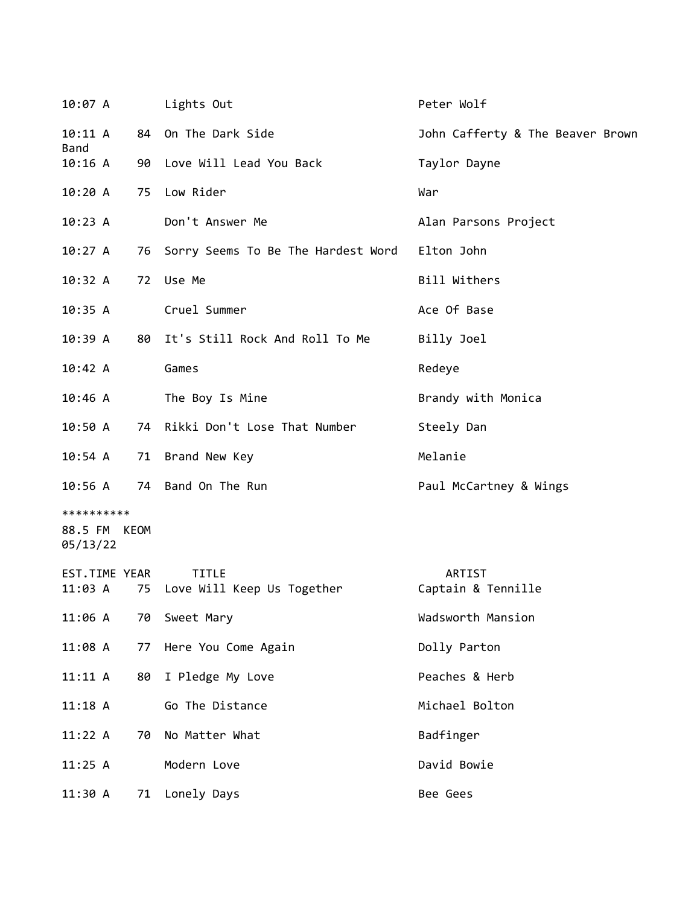| | | | |
|---|---|---|---|
| 10:07 A | | Lights Out | Peter Wolf |
| 10:11 A | 84 | On The Dark Side | John Cafferty & The Beaver Brown Band |
| 10:16 A | 90 | Love Will Lead You Back | Taylor Dayne |
| 10:20 A | 75 | Low Rider | War |
| 10:23 A | | Don't Answer Me | Alan Parsons Project |
| 10:27 A | 76 | Sorry Seems To Be The Hardest Word | Elton John |
| 10:32 A | 72 | Use Me | Bill Withers |
| 10:35 A | | Cruel Summer | Ace Of Base |
| 10:39 A | 80 | It's Still Rock And Roll To Me | Billy Joel |
| 10:42 A | | Games | Redeye |
| 10:46 A | | The Boy Is Mine | Brandy with Monica |
| 10:50 A | 74 | Rikki Don't Lose That Number | Steely Dan |
| 10:54 A | 71 | Brand New Key | Melanie |
| 10:56 A | 74 | Band On The Run | Paul McCartney & Wings |

**********

88.5 FM KEOM
05/13/22

| EST.TIME | YEAR | TITLE | ARTIST |
|---|---|---|---|
| 11:03 A | 75 | Love Will Keep Us Together | Captain & Tennille |
| 11:06 A | 70 | Sweet Mary | Wadsworth Mansion |
| 11:08 A | 77 | Here You Come Again | Dolly Parton |
| 11:11 A | 80 | I Pledge My Love | Peaches & Herb |
| 11:18 A | | Go The Distance | Michael Bolton |
| 11:22 A | 70 | No Matter What | Badfinger |
| 11:25 A | | Modern Love | David Bowie |
| 11:30 A | 71 | Lonely Days | Bee Gees |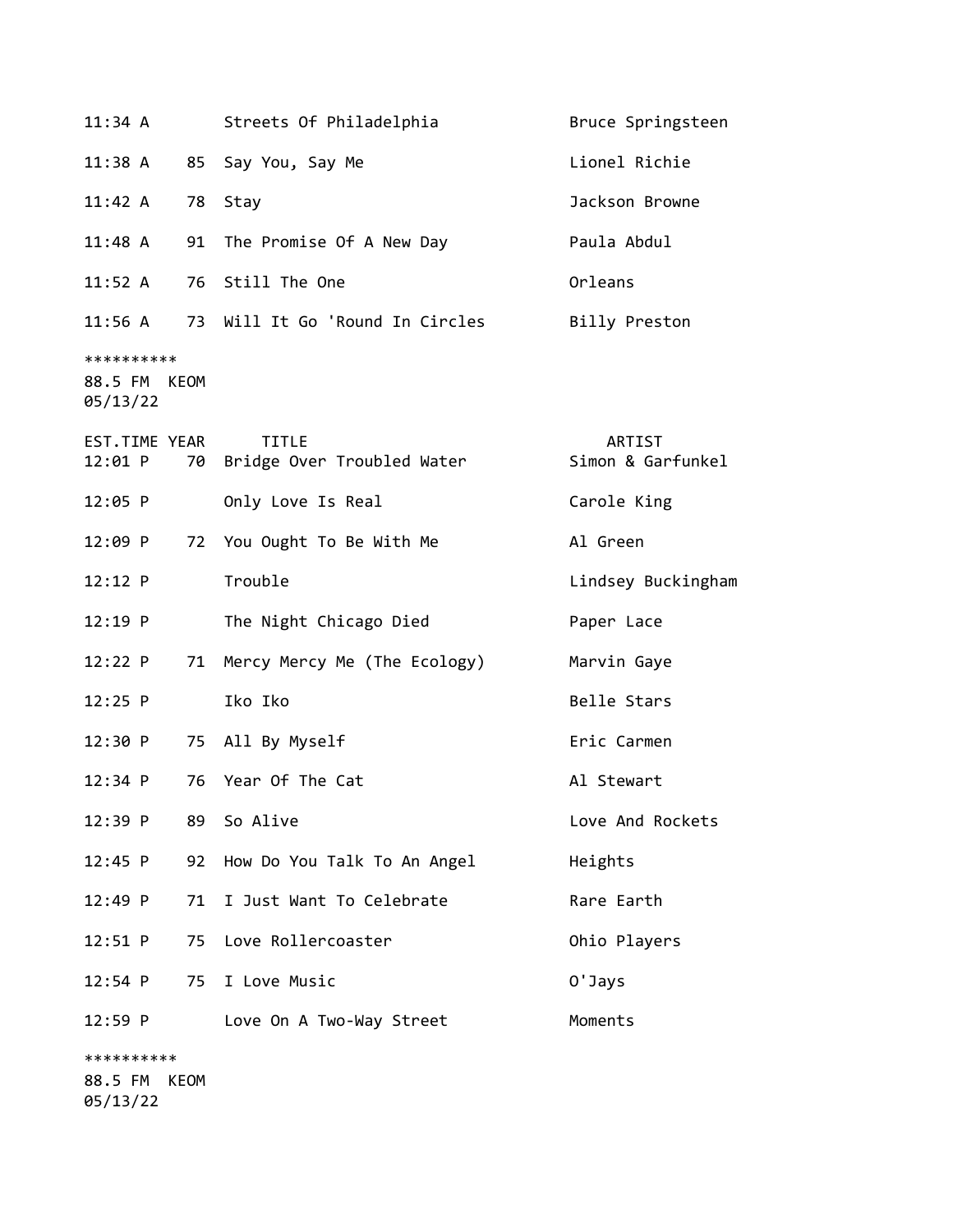| EST.TIME | YEAR | TITLE | ARTIST |
|---|---|---|---|
| 11:34 A | | Streets Of Philadelphia | Bruce Springsteen |
| 11:38 A | 85 | Say You, Say Me | Lionel Richie |
| 11:42 A | 78 | Stay | Jackson Browne |
| 11:48 A | 91 | The Promise Of A New Day | Paula Abdul |
| 11:52 A | 76 | Still The One | Orleans |
| 11:56 A | 73 | Will It Go 'Round In Circles | Billy Preston |

**********
88.5 FM KEOM
05/13/22

| EST.TIME | YEAR | TITLE | ARTIST |
|---|---|---|---|
| 12:01 P | 70 | Bridge Over Troubled Water | Simon & Garfunkel |
| 12:05 P | | Only Love Is Real | Carole King |
| 12:09 P | 72 | You Ought To Be With Me | Al Green |
| 12:12 P | | Trouble | Lindsey Buckingham |
| 12:19 P | | The Night Chicago Died | Paper Lace |
| 12:22 P | 71 | Mercy Mercy Me (The Ecology) | Marvin Gaye |
| 12:25 P | | Iko Iko | Belle Stars |
| 12:30 P | 75 | All By Myself | Eric Carmen |
| 12:34 P | 76 | Year Of The Cat | Al Stewart |
| 12:39 P | 89 | So Alive | Love And Rockets |
| 12:45 P | 92 | How Do You Talk To An Angel | Heights |
| 12:49 P | 71 | I Just Want To Celebrate | Rare Earth |
| 12:51 P | 75 | Love Rollercoaster | Ohio Players |
| 12:54 P | 75 | I Love Music | O'Jays |
| 12:59 P | | Love On A Two-Way Street | Moments |

**********
88.5 FM KEOM
05/13/22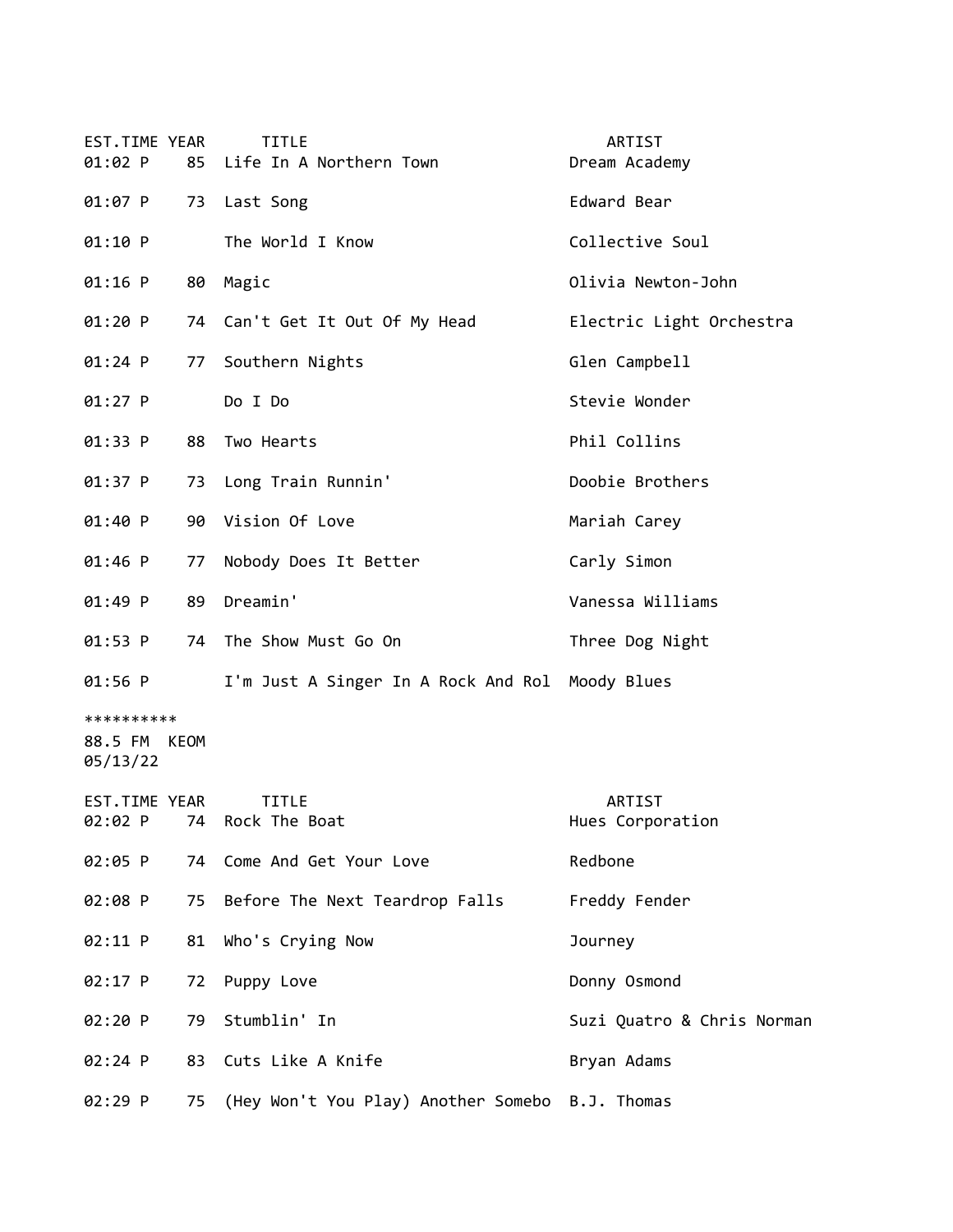| EST.TIME | YEAR | TITLE | ARTIST |
| --- | --- | --- | --- |
| 01:02 P | 85 | Life In A Northern Town | Dream Academy |
| 01:07 P | 73 | Last Song | Edward Bear |
| 01:10 P | | The World I Know | Collective Soul |
| 01:16 P | 80 | Magic | Olivia Newton-John |
| 01:20 P | 74 | Can't Get It Out Of My Head | Electric Light Orchestra |
| 01:24 P | 77 | Southern Nights | Glen Campbell |
| 01:27 P | | Do I Do | Stevie Wonder |
| 01:33 P | 88 | Two Hearts | Phil Collins |
| 01:37 P | 73 | Long Train Runnin' | Doobie Brothers |
| 01:40 P | 90 | Vision Of Love | Mariah Carey |
| 01:46 P | 77 | Nobody Does It Better | Carly Simon |
| 01:49 P | 89 | Dreamin' | Vanessa Williams |
| 01:53 P | 74 | The Show Must Go On | Three Dog Night |
| 01:56 P | | I'm Just A Singer In A Rock And Rol | Moody Blues |

**********
88.5 FM KEOM
05/13/22

| EST.TIME | YEAR | TITLE | ARTIST |
| --- | --- | --- | --- |
| 02:02 P | 74 | Rock The Boat | Hues Corporation |
| 02:05 P | 74 | Come And Get Your Love | Redbone |
| 02:08 P | 75 | Before The Next Teardrop Falls | Freddy Fender |
| 02:11 P | 81 | Who's Crying Now | Journey |
| 02:17 P | 72 | Puppy Love | Donny Osmond |
| 02:20 P | 79 | Stumblin' In | Suzi Quatro & Chris Norman |
| 02:24 P | 83 | Cuts Like A Knife | Bryan Adams |
| 02:29 P | 75 | (Hey Won't You Play) Another Somebo | B.J. Thomas |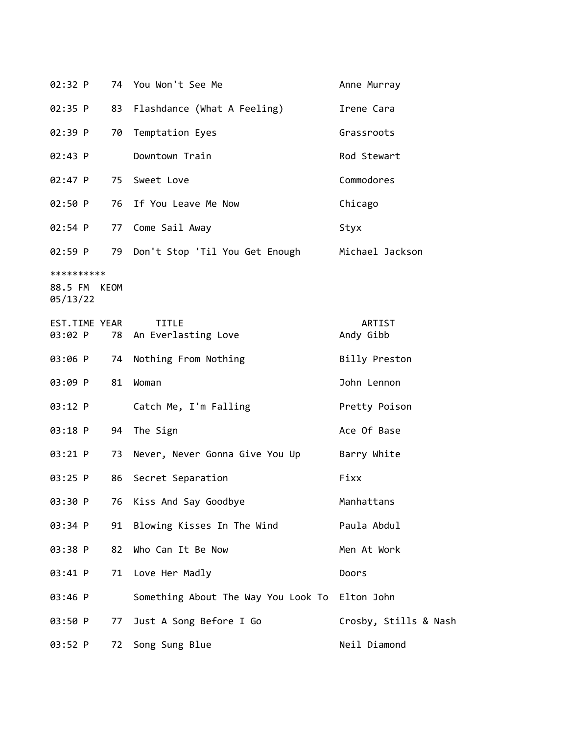| EST.TIME | YEAR | TITLE | ARTIST |
|---|---|---|---|
| 02:32 P | 74 | You Won't See Me | Anne Murray |
| 02:35 P | 83 | Flashdance (What A Feeling) | Irene Cara |
| 02:39 P | 70 | Temptation Eyes | Grassroots |
| 02:43 P | | Downtown Train | Rod Stewart |
| 02:47 P | 75 | Sweet Love | Commodores |
| 02:50 P | 76 | If You Leave Me Now | Chicago |
| 02:54 P | 77 | Come Sail Away | Styx |
| 02:59 P | 79 | Don't Stop 'Til You Get Enough | Michael Jackson |

**********
88.5 FM KEOM
05/13/22

| EST.TIME | YEAR | TITLE | ARTIST |
|---|---|---|---|
| 03:02 P | 78 | An Everlasting Love | Andy Gibb |
| 03:06 P | 74 | Nothing From Nothing | Billy Preston |
| 03:09 P | 81 | Woman | John Lennon |
| 03:12 P | | Catch Me, I'm Falling | Pretty Poison |
| 03:18 P | 94 | The Sign | Ace Of Base |
| 03:21 P | 73 | Never, Never Gonna Give You Up | Barry White |
| 03:25 P | 86 | Secret Separation | Fixx |
| 03:30 P | 76 | Kiss And Say Goodbye | Manhattans |
| 03:34 P | 91 | Blowing Kisses In The Wind | Paula Abdul |
| 03:38 P | 82 | Who Can It Be Now | Men At Work |
| 03:41 P | 71 | Love Her Madly | Doors |
| 03:46 P | | Something About The Way You Look To | Elton John |
| 03:50 P | 77 | Just A Song Before I Go | Crosby, Stills & Nash |
| 03:52 P | 72 | Song Sung Blue | Neil Diamond |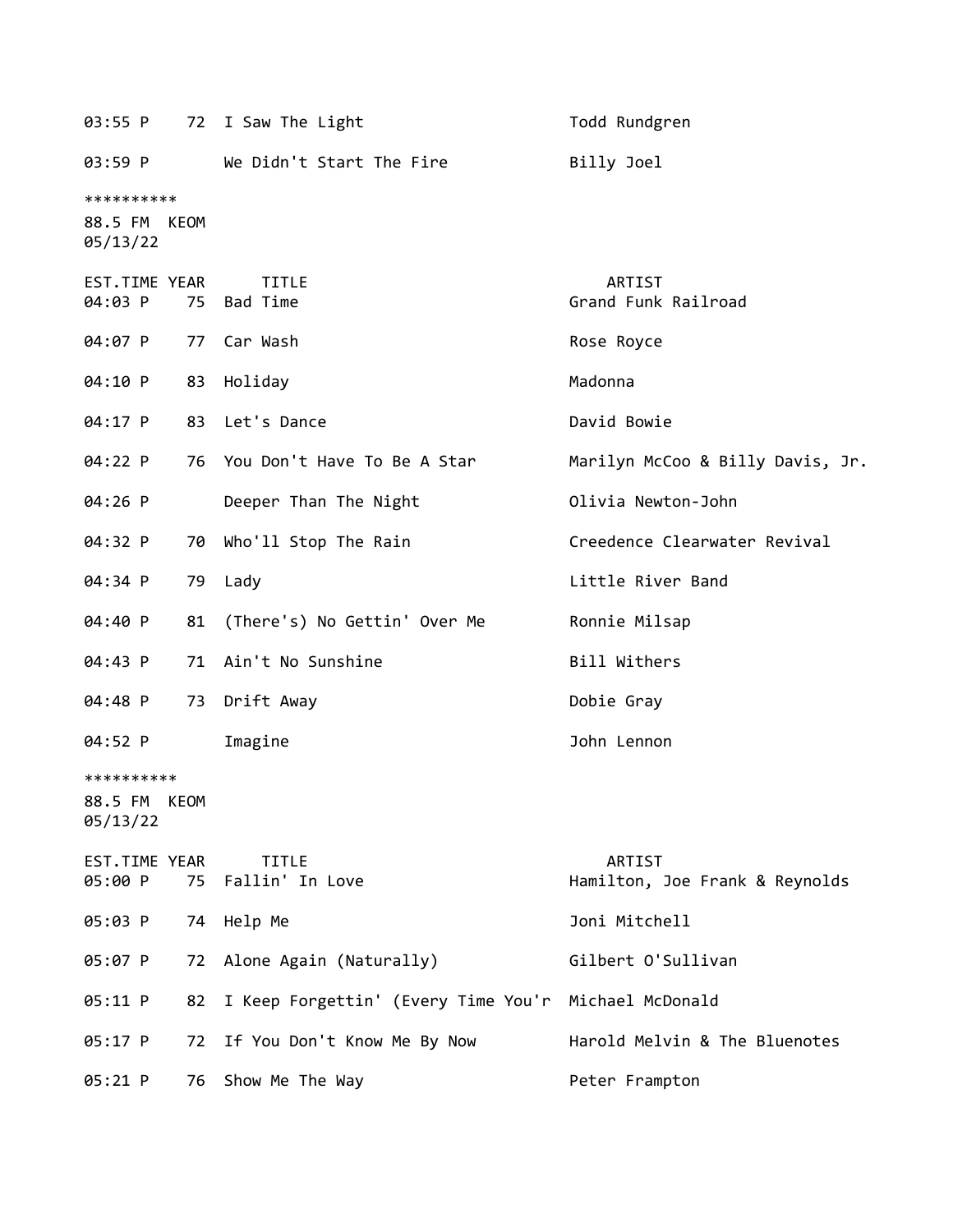| EST.TIME | YEAR | TITLE | ARTIST |
|---|---|---|---|
| 03:55 P | 72 | I Saw The Light | Todd Rundgren |
| 03:59 P | | We Didn't Start The Fire | Billy Joel |

**********
88.5 FM KEOM
05/13/22

| EST.TIME | YEAR | TITLE | ARTIST |
|---|---|---|---|
| 04:03 P | 75 | Bad Time | Grand Funk Railroad |
| 04:07 P | 77 | Car Wash | Rose Royce |
| 04:10 P | 83 | Holiday | Madonna |
| 04:17 P | 83 | Let's Dance | David Bowie |
| 04:22 P | 76 | You Don't Have To Be A Star | Marilyn McCoo & Billy Davis, Jr. |
| 04:26 P | | Deeper Than The Night | Olivia Newton-John |
| 04:32 P | 70 | Who'll Stop The Rain | Creedence Clearwater Revival |
| 04:34 P | 79 | Lady | Little River Band |
| 04:40 P | 81 | (There's) No Gettin' Over Me | Ronnie Milsap |
| 04:43 P | 71 | Ain't No Sunshine | Bill Withers |
| 04:48 P | 73 | Drift Away | Dobie Gray |
| 04:52 P | | Imagine | John Lennon |

**********
88.5 FM KEOM
05/13/22

| EST.TIME | YEAR | TITLE | ARTIST |
|---|---|---|---|
| 05:00 P | 75 | Fallin' In Love | Hamilton, Joe Frank & Reynolds |
| 05:03 P | 74 | Help Me | Joni Mitchell |
| 05:07 P | 72 | Alone Again (Naturally) | Gilbert O'Sullivan |
| 05:11 P | 82 | I Keep Forgettin' (Every Time You'r | Michael McDonald |
| 05:17 P | 72 | If You Don't Know Me By Now | Harold Melvin & The Bluenotes |
| 05:21 P | 76 | Show Me The Way | Peter Frampton |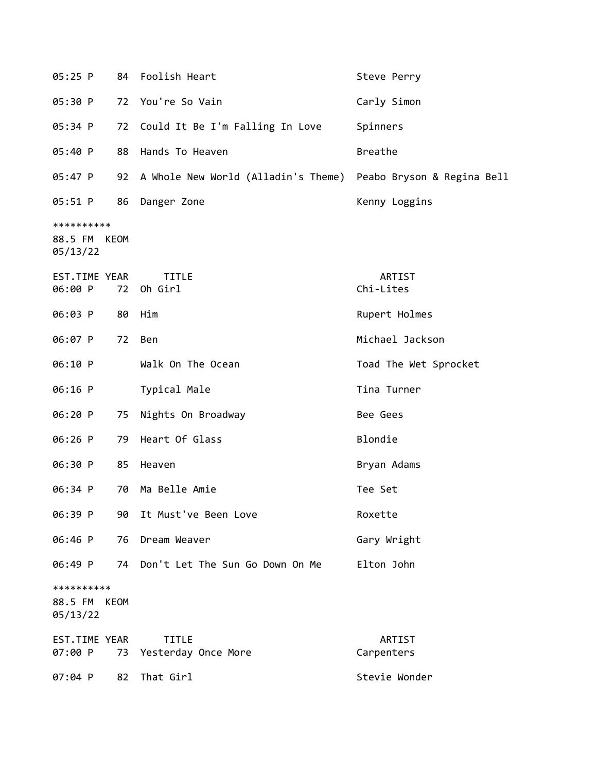| EST.TIME | YEAR | TITLE | ARTIST |
|---|---|---|---|
| 05:25 P | 84 | Foolish Heart | Steve Perry |
| 05:30 P | 72 | You're So Vain | Carly Simon |
| 05:34 P | 72 | Could It Be I'm Falling In Love | Spinners |
| 05:40 P | 88 | Hands To Heaven | Breathe |
| 05:47 P | 92 | A Whole New World (Alladin's Theme) | Peabo Bryson & Regina Bell |
| 05:51 P | 86 | Danger Zone | Kenny Loggins |

**********
88.5 FM KEOM
05/13/22

| EST.TIME | YEAR | TITLE | ARTIST |
|---|---|---|---|
| 06:00 P | 72 | Oh Girl | Chi-Lites |
| 06:03 P | 80 | Him | Rupert Holmes |
| 06:07 P | 72 | Ben | Michael Jackson |
| 06:10 P | | Walk On The Ocean | Toad The Wet Sprocket |
| 06:16 P | | Typical Male | Tina Turner |
| 06:20 P | 75 | Nights On Broadway | Bee Gees |
| 06:26 P | 79 | Heart Of Glass | Blondie |
| 06:30 P | 85 | Heaven | Bryan Adams |
| 06:34 P | 70 | Ma Belle Amie | Tee Set |
| 06:39 P | 90 | It Must've Been Love | Roxette |
| 06:46 P | 76 | Dream Weaver | Gary Wright |
| 06:49 P | 74 | Don't Let The Sun Go Down On Me | Elton John |

**********
88.5 FM KEOM
05/13/22

| EST.TIME | YEAR | TITLE | ARTIST |
|---|---|---|---|
| 07:00 P | 73 | Yesterday Once More | Carpenters |
| 07:04 P | 82 | That Girl | Stevie Wonder |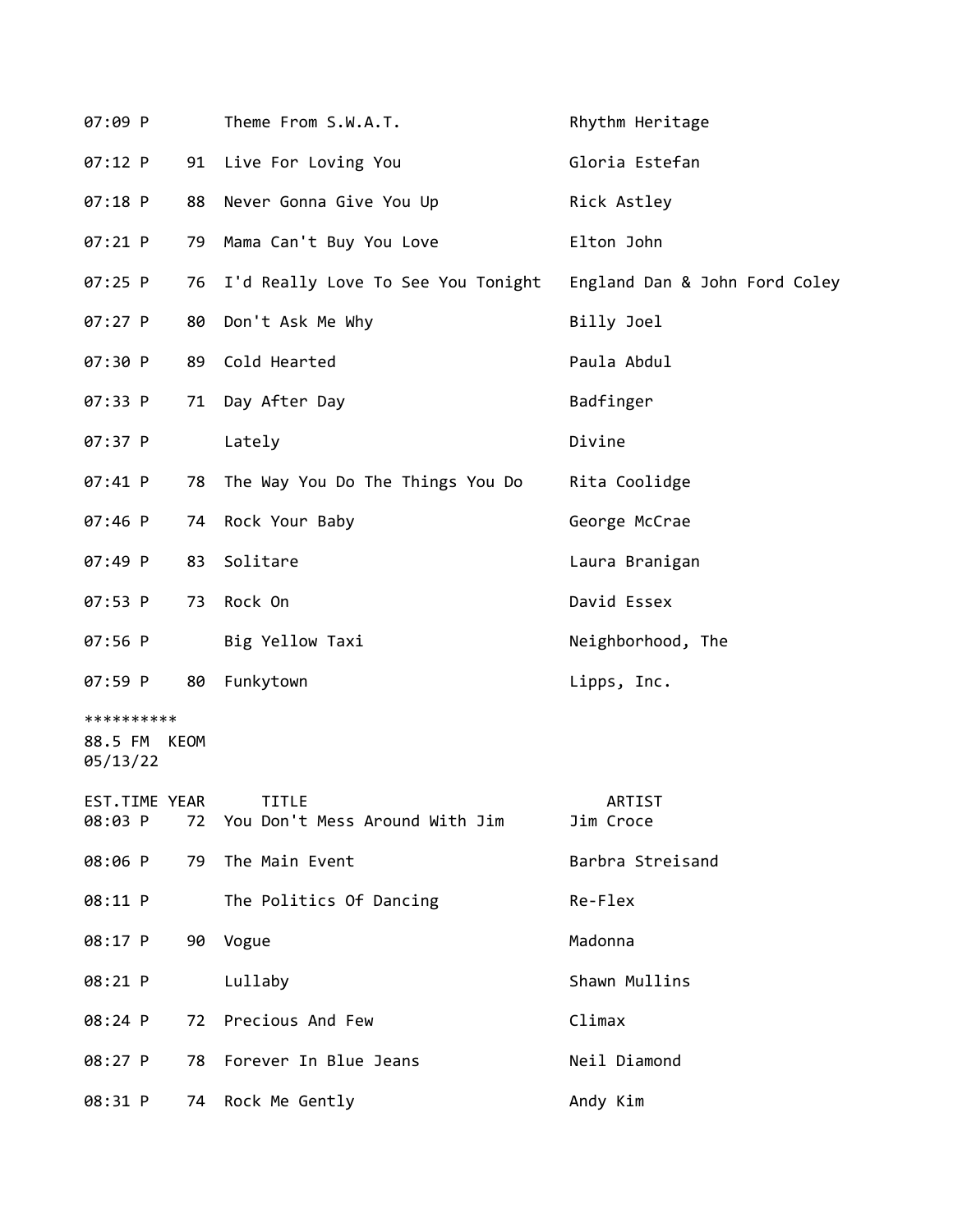| EST.TIME | YEAR | TITLE | ARTIST |
|---|---|---|---|
| 07:09 P | | Theme From S.W.A.T. | Rhythm Heritage |
| 07:12 P | 91 | Live For Loving You | Gloria Estefan |
| 07:18 P | 88 | Never Gonna Give You Up | Rick Astley |
| 07:21 P | 79 | Mama Can't Buy You Love | Elton John |
| 07:25 P | 76 | I'd Really Love To See You Tonight | England Dan & John Ford Coley |
| 07:27 P | 80 | Don't Ask Me Why | Billy Joel |
| 07:30 P | 89 | Cold Hearted | Paula Abdul |
| 07:33 P | 71 | Day After Day | Badfinger |
| 07:37 P | | Lately | Divine |
| 07:41 P | 78 | The Way You Do The Things You Do | Rita Coolidge |
| 07:46 P | 74 | Rock Your Baby | George McCrae |
| 07:49 P | 83 | Solitare | Laura Branigan |
| 07:53 P | 73 | Rock On | David Essex |
| 07:56 P | | Big Yellow Taxi | Neighborhood, The |
| 07:59 P | 80 | Funkytown | Lipps, Inc. |

**********
88.5 FM KEOM
05/13/22

| EST.TIME | YEAR | TITLE | ARTIST |
|---|---|---|---|
| 08:03 P | 72 | You Don't Mess Around With Jim | Jim Croce |
| 08:06 P | 79 | The Main Event | Barbra Streisand |
| 08:11 P | | The Politics Of Dancing | Re-Flex |
| 08:17 P | 90 | Vogue | Madonna |
| 08:21 P | | Lullaby | Shawn Mullins |
| 08:24 P | 72 | Precious And Few | Climax |
| 08:27 P | 78 | Forever In Blue Jeans | Neil Diamond |
| 08:31 P | 74 | Rock Me Gently | Andy Kim |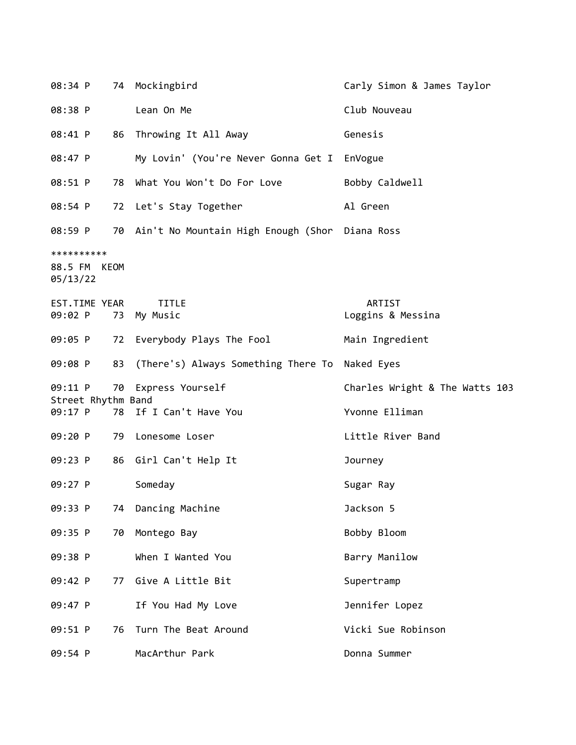| EST.TIME | YEAR | TITLE | ARTIST |
|---|---|---|---|
| 08:34 P | 74 | Mockingbird | Carly Simon & James Taylor |
| 08:38 P | | Lean On Me | Club Nouveau |
| 08:41 P | 86 | Throwing It All Away | Genesis |
| 08:47 P | | My Lovin' (You're Never Gonna Get I | EnVogue |
| 08:51 P | 78 | What You Won't Do For Love | Bobby Caldwell |
| 08:54 P | 72 | Let's Stay Together | Al Green |
| 08:59 P | 70 | Ain't No Mountain High Enough (Shor | Diana Ross |

**********
88.5 FM KEOM
05/13/22

| EST.TIME | YEAR | TITLE | ARTIST |
|---|---|---|---|
| 09:02 P | 73 | My Music | Loggins & Messina |
| 09:05 P | 72 | Everybody Plays The Fool | Main Ingredient |
| 09:08 P | 83 | (There's) Always Something There To | Naked Eyes |
| 09:11 P | 70 | Express Yourself | Charles Wright & The Watts 103 Street Rhythm Band |
| 09:17 P | 78 | If I Can't Have You | Yvonne Elliman |
| 09:20 P | 79 | Lonesome Loser | Little River Band |
| 09:23 P | 86 | Girl Can't Help It | Journey |
| 09:27 P | | Someday | Sugar Ray |
| 09:33 P | 74 | Dancing Machine | Jackson 5 |
| 09:35 P | 70 | Montego Bay | Bobby Bloom |
| 09:38 P | | When I Wanted You | Barry Manilow |
| 09:42 P | 77 | Give A Little Bit | Supertramp |
| 09:47 P | | If You Had My Love | Jennifer Lopez |
| 09:51 P | 76 | Turn The Beat Around | Vicki Sue Robinson |
| 09:54 P | | MacArthur Park | Donna Summer |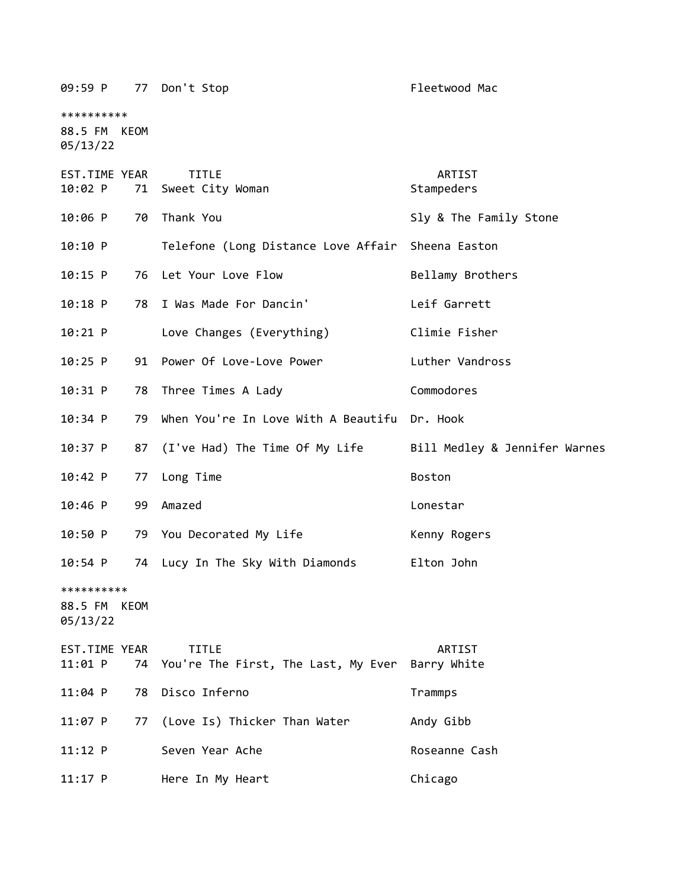| EST.TIME | YEAR | TITLE | ARTIST |
|---|---|---|---|
| 09:59 P | 77 | Don't Stop | Fleetwood Mac |

**********
88.5 FM KEOM
05/13/22

| EST.TIME | YEAR | TITLE | ARTIST |
|---|---|---|---|
| 10:02 P | 71 | Sweet City Woman | Stampeders |
| 10:06 P | 70 | Thank You | Sly & The Family Stone |
| 10:10 P | | Telefone (Long Distance Love Affair | Sheena Easton |
| 10:15 P | 76 | Let Your Love Flow | Bellamy Brothers |
| 10:18 P | 78 | I Was Made For Dancin' | Leif Garrett |
| 10:21 P | | Love Changes (Everything) | Climie Fisher |
| 10:25 P | 91 | Power Of Love-Love Power | Luther Vandross |
| 10:31 P | 78 | Three Times A Lady | Commodores |
| 10:34 P | 79 | When You're In Love With A Beautifu | Dr. Hook |
| 10:37 P | 87 | (I've Had) The Time Of My Life | Bill Medley & Jennifer Warnes |
| 10:42 P | 77 | Long Time | Boston |
| 10:46 P | 99 | Amazed | Lonestar |
| 10:50 P | 79 | You Decorated My Life | Kenny Rogers |
| 10:54 P | 74 | Lucy In The Sky With Diamonds | Elton John |

**********
88.5 FM KEOM
05/13/22

| EST.TIME | YEAR | TITLE | ARTIST |
|---|---|---|---|
| 11:01 P | 74 | You're The First, The Last, My Ever | Barry White |
| 11:04 P | 78 | Disco Inferno | Trammps |
| 11:07 P | 77 | (Love Is) Thicker Than Water | Andy Gibb |
| 11:12 P | | Seven Year Ache | Roseanne Cash |
| 11:17 P | | Here In My Heart | Chicago |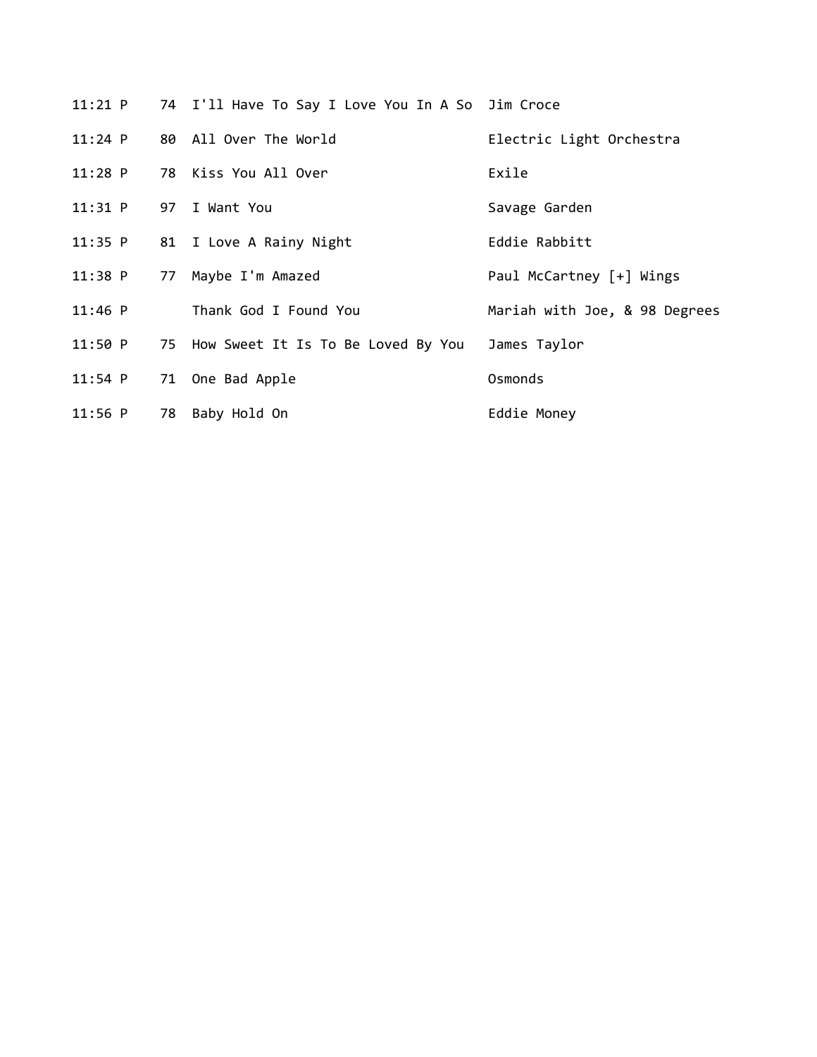| | | | |
|---|---|---|---|
| 11:21 P | 74 | I'll Have To Say I Love You In A So | Jim Croce |
| 11:24 P | 80 | All Over The World | Electric Light Orchestra |
| 11:28 P | 78 | Kiss You All Over | Exile |
| 11:31 P | 97 | I Want You | Savage Garden |
| 11:35 P | 81 | I Love A Rainy Night | Eddie Rabbitt |
| 11:38 P | 77 | Maybe I'm Amazed | Paul McCartney [+] Wings |
| 11:46 P | | Thank God I Found You | Mariah with Joe, & 98 Degrees |
| 11:50 P | 75 | How Sweet It Is To Be Loved By You | James Taylor |
| 11:54 P | 71 | One Bad Apple | Osmonds |
| 11:56 P | 78 | Baby Hold On | Eddie Money |